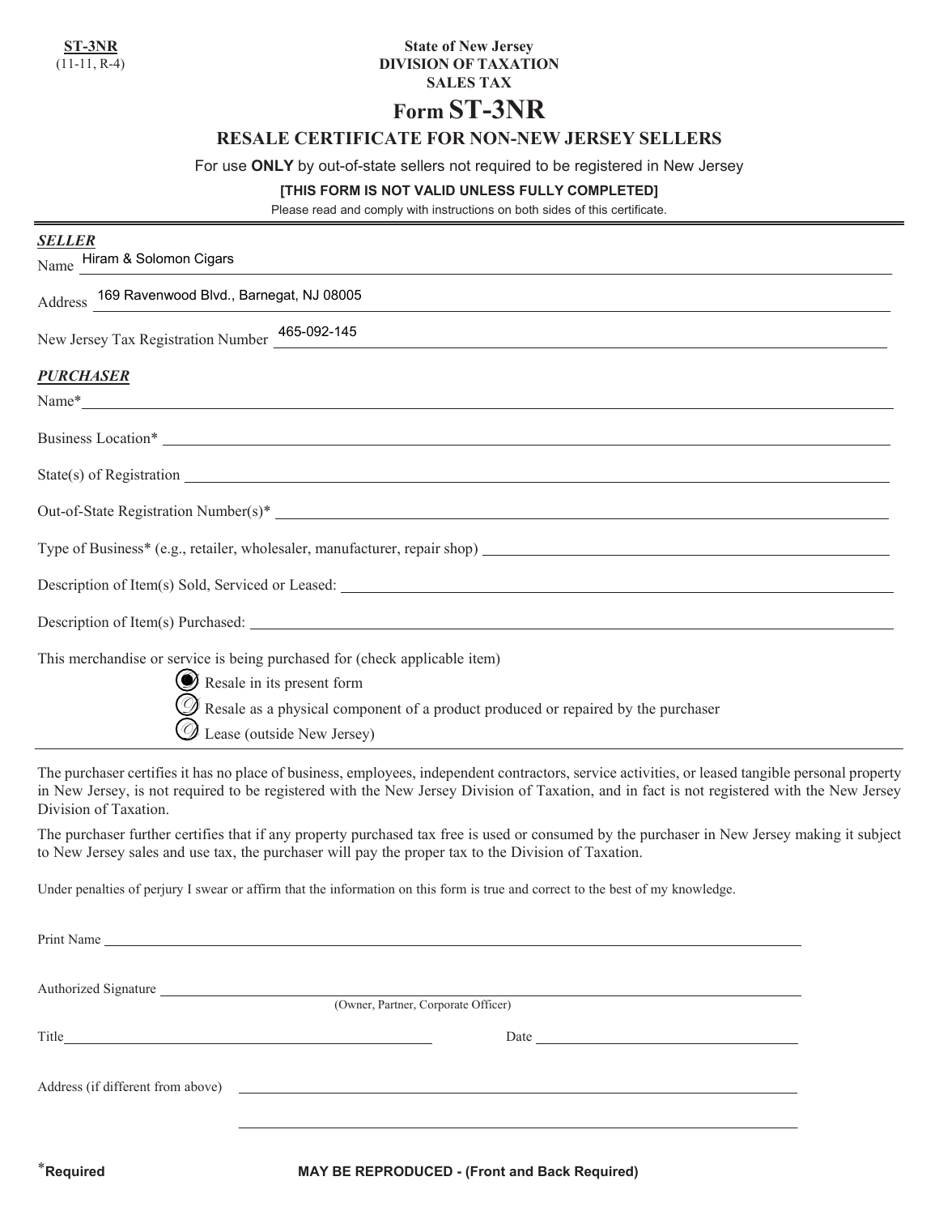**ST-3NR**
(11-11, R-4)

**State of New Jersey**
**DIVISION OF TAXATION**
**SALES TAX**

# Form ST-3NR

## RESALE CERTIFICATE FOR NON-NEW JERSEY SELLERS

For use **ONLY** by out-of-state sellers not required to be registered in New Jersey

**[THIS FORM IS NOT VALID UNLESS FULLY COMPLETED]**

Please read and comply with instructions on both sides of this certificate.

***SELLER***

Name Hiram & Solomon Cigars

Address 169 Ravenwood Blvd., Barnegat, NJ 08005

New Jersey Tax Registration Number 465-092-145

***PURCHASER***

Name* \_\_\_\_\_\_\_\_\_\_\_\_\_\_\_\_\_\_\_\_

Business Location* \_\_\_\_\_\_\_\_\_\_\_\_\_\_\_\_\_\_\_\_

State(s) of Registration \_\_\_\_\_\_\_\_\_\_\_\_\_\_\_\_\_\_\_\_

Out-of-State Registration Number(s)* \_\_\_\_\_\_\_\_\_\_\_\_\_\_\_\_\_\_\_\_

Type of Business* (e.g., retailer, wholesaler, manufacturer, repair shop) \_\_\_\_\_\_\_\_\_\_\_\_\_\_\_\_\_\_\_\_

Description of Item(s) Sold, Serviced or Leased: \_\_\_\_\_\_\_\_\_\_\_\_\_\_\_\_\_\_\_\_

Description of Item(s) Purchased: \_\_\_\_\_\_\_\_\_\_\_\_\_\_\_\_\_\_\_\_

This merchandise or service is being purchased for (check applicable item)

- [x] Resale in its present form
- [ ] Resale as a physical component of a product produced or repaired by the purchaser
- [ ] Lease (outside New Jersey)

The purchaser certifies it has no place of business, employees, independent contractors, service activities, or leased tangible personal property in New Jersey, is not required to be registered with the New Jersey Division of Taxation, and in fact is not registered with the New Jersey Division of Taxation.

The purchaser further certifies that if any property purchased tax free is used or consumed by the purchaser in New Jersey making it subject to New Jersey sales and use tax, the purchaser will pay the proper tax to the Division of Taxation.

Under penalties of perjury I swear or affirm that the information on this form is true and correct to the best of my knowledge.

Print Name \_\_\_\_\_\_\_\_\_\_\_\_\_\_\_\_\_\_\_\_

Authorized Signature \_\_\_\_\_\_\_\_\_\_\_\_\_\_\_\_\_\_\_\_
(Owner, Partner, Corporate Officer)

Title \_\_\_\_\_\_\_\_\_\_\_\_\_\_\_\_\_\_\_\_ Date \_\_\_\_\_\_\_\_\_\_\_\_\_\_\_\_\_\_\_\_

Address (if different from above) \_\_\_\_\_\_\_\_\_\_\_\_\_\_\_\_\_\_\_\_

\_\_\_\_\_\_\_\_\_\_\_\_\_\_\_\_\_\_\_\_

*Required

**MAY BE REPRODUCED - (Front and Back Required)**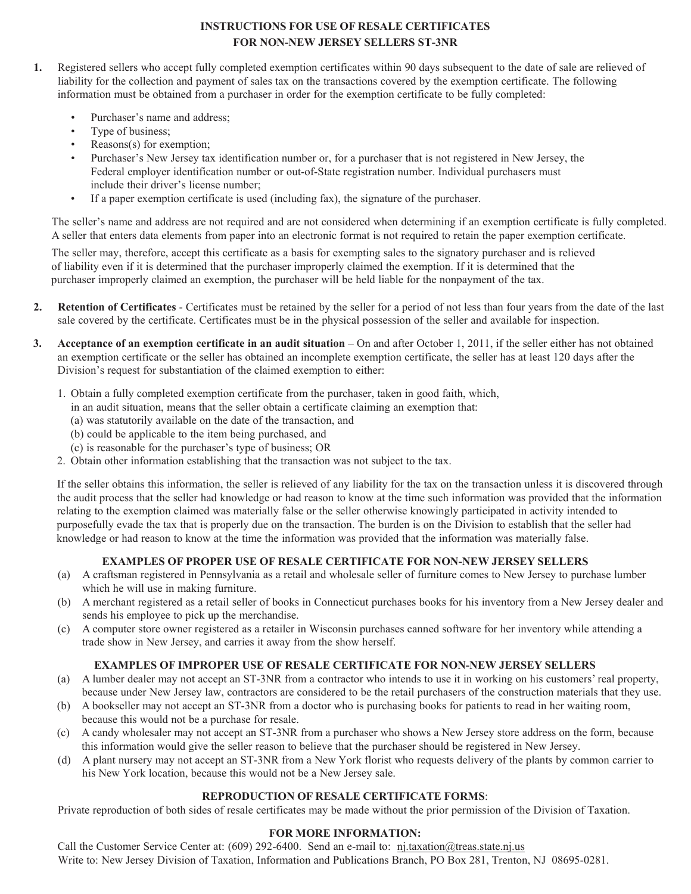# INSTRUCTIONS FOR USE OF RESALE CERTIFICATES FOR NON-NEW JERSEY SELLERS ST-3NR

1. Registered sellers who accept fully completed exemption certificates within 90 days subsequent to the date of sale are relieved of liability for the collection and payment of sales tax on the transactions covered by the exemption certificate. The following information must be obtained from a purchaser in order for the exemption certificate to be fully completed:

   - Purchaser's name and address;
   - Type of business;
   - Reasons(s) for exemption;
   - Purchaser's New Jersey tax identification number or, for a purchaser that is not registered in New Jersey, the Federal employer identification number or out-of-State registration number. Individual purchasers must include their driver's license number;
   - If a paper exemption certificate is used (including fax), the signature of the purchaser.

   The seller's name and address are not required and are not considered when determining if an exemption certificate is fully completed. A seller that enters data elements from paper into an electronic format is not required to retain the paper exemption certificate.

   The seller may, therefore, accept this certificate as a basis for exempting sales to the signatory purchaser and is relieved of liability even if it is determined that the purchaser improperly claimed the exemption. If it is determined that the purchaser improperly claimed an exemption, the purchaser will be held liable for the nonpayment of the tax.

2. **Retention of Certificates** - Certificates must be retained by the seller for a period of not less than four years from the date of the last sale covered by the certificate. Certificates must be in the physical possession of the seller and available for inspection.

3. **Acceptance of an exemption certificate in an audit situation** – On and after October 1, 2011, if the seller either has not obtained an exemption certificate or the seller has obtained an incomplete exemption certificate, the seller has at least 120 days after the Division's request for substantiation of the claimed exemption to either:

   1. Obtain a fully completed exemption certificate from the purchaser, taken in good faith, which, in an audit situation, means that the seller obtain a certificate claiming an exemption that:
      (a) was statutorily available on the date of the transaction, and
      (b) could be applicable to the item being purchased, and
      (c) is reasonable for the purchaser's type of business; OR
   2. Obtain other information establishing that the transaction was not subject to the tax.

   If the seller obtains this information, the seller is relieved of any liability for the tax on the transaction unless it is discovered through the audit process that the seller had knowledge or had reason to know at the time such information was provided that the information relating to the exemption claimed was materially false or the seller otherwise knowingly participated in activity intended to purposefully evade the tax that is properly due on the transaction. The burden is on the Division to establish that the seller had knowledge or had reason to know at the time the information was provided that the information was materially false.

## EXAMPLES OF PROPER USE OF RESALE CERTIFICATE FOR NON-NEW JERSEY SELLERS

(a) A craftsman registered in Pennsylvania as a retail and wholesale seller of furniture comes to New Jersey to purchase lumber which he will use in making furniture.

(b) A merchant registered as a retail seller of books in Connecticut purchases books for his inventory from a New Jersey dealer and sends his employee to pick up the merchandise.

(c) A computer store owner registered as a retailer in Wisconsin purchases canned software for her inventory while attending a trade show in New Jersey, and carries it away from the show herself.

## EXAMPLES OF IMPROPER USE OF RESALE CERTIFICATE FOR NON-NEW JERSEY SELLERS

(a) A lumber dealer may not accept an ST-3NR from a contractor who intends to use it in working on his customers' real property, because under New Jersey law, contractors are considered to be the retail purchasers of the construction materials that they use.

(b) A bookseller may not accept an ST-3NR from a doctor who is purchasing books for patients to read in her waiting room, because this would not be a purchase for resale.

(c) A candy wholesaler may not accept an ST-3NR from a purchaser who shows a New Jersey store address on the form, because this information would give the seller reason to believe that the purchaser should be registered in New Jersey.

(d) A plant nursery may not accept an ST-3NR from a New York florist who requests delivery of the plants by common carrier to his New York location, because this would not be a New Jersey sale.

## REPRODUCTION OF RESALE CERTIFICATE FORMS:

Private reproduction of both sides of resale certificates may be made without the prior permission of the Division of Taxation.

## FOR MORE INFORMATION:

Call the Customer Service Center at: (609) 292-6400. Send an e-mail to: nj.taxation@treas.state.nj.us
Write to: New Jersey Division of Taxation, Information and Publications Branch, PO Box 281, Trenton, NJ 08695-0281.